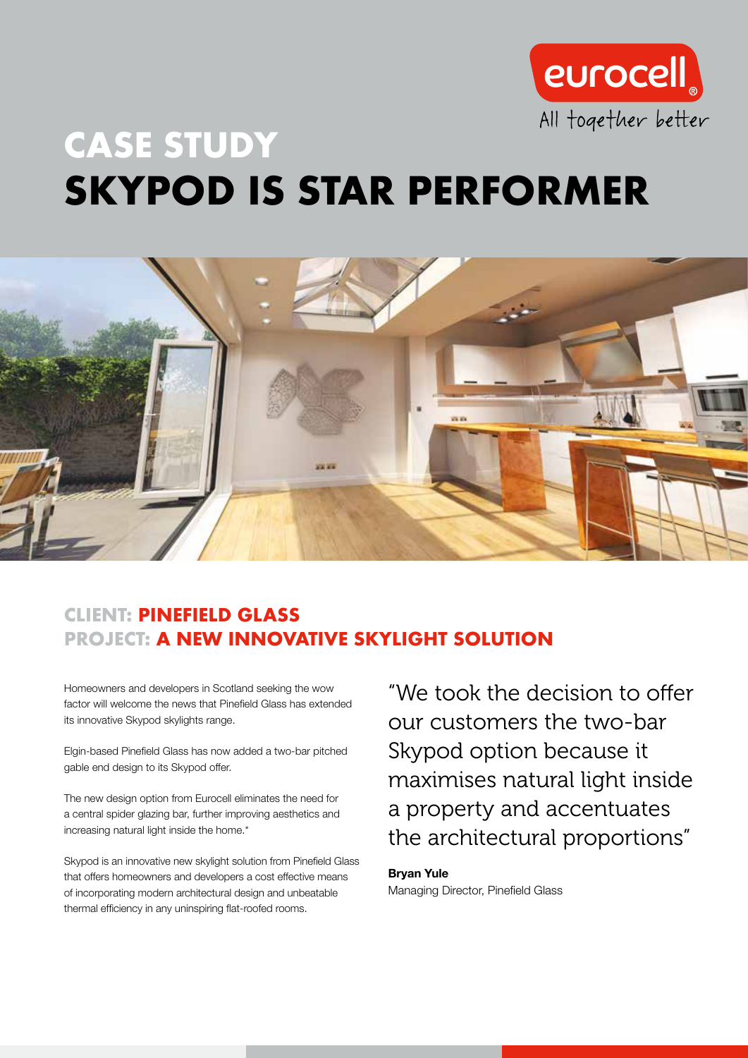eurocell
All together better

# CASE STUDY
# SKYPOD IS STAR PERFORMER

## CLIENT: PINEFIELD GLASS
## PROJECT: A NEW INNOVATIVE SKYLIGHT SOLUTION

Homeowners and developers in Scotland seeking the wow factor will welcome the news that Pinefield Glass has extended its innovative Skypod skylights range.

Elgin-based Pinefield Glass has now added a two-bar pitched gable end design to its Skypod offer.

The new design option from Eurocell eliminates the need for a central spider glazing bar, further improving aesthetics and increasing natural light inside the home.*

Skypod is an innovative new skylight solution from Pinefield Glass that offers homeowners and developers a cost effective means of incorporating modern architectural design and unbeatable thermal efficiency in any uninspiring flat-roofed rooms.

> "We took the decision to offer our customers the two-bar Skypod option because it maximises natural light inside a property and accentuates the architectural proportions"
>
> **Bryan Yule**
> Managing Director, Pinefield Glass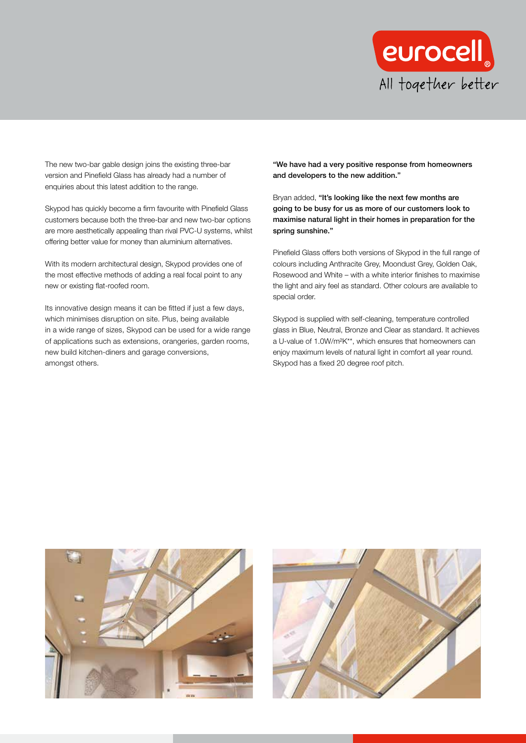The new two-bar gable design joins the existing three-bar version and Pinefield Glass has already had a number of enquiries about this latest addition to the range.

Skypod has quickly become a firm favourite with Pinefield Glass customers because both the three-bar and new two-bar options are more aesthetically appealing than rival PVC-U systems, whilst offering better value for money than aluminium alternatives.

With its modern architectural design, Skypod provides one of the most effective methods of adding a real focal point to any new or existing flat-roofed room.

Its innovative design means it can be fitted if just a few days, which minimises disruption on site. Plus, being available in a wide range of sizes, Skypod can be used for a wide range of applications such as extensions, orangeries, garden rooms, new build kitchen-diners and garage conversions, amongst others.

**"We have had a very positive response from homeowners and developers to the new addition."**

Bryan added, **"It's looking like the next few months are going to be busy for us as more of our customers look to maximise natural light in their homes in preparation for the spring sunshine."**

Pinefield Glass offers both versions of Skypod in the full range of colours including Anthracite Grey, Moondust Grey, Golden Oak, Rosewood and White – with a white interior finishes to maximise the light and airy feel as standard. Other colours are available to special order.

Skypod is supplied with self-cleaning, temperature controlled glass in Blue, Neutral, Bronze and Clear as standard. It achieves a U-value of $1.0W/m^2K$**, which ensures that homeowners can enjoy maximum levels of natural light in comfort all year round. Skypod has a fixed 20 degree roof pitch.